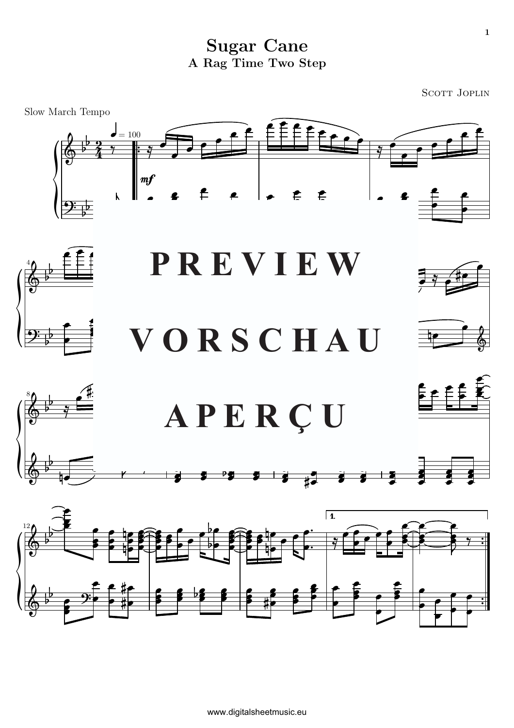# Sugar Cane

## A Rag Time Two Step

Scott Joplin

Slow March Tempo

PREVIEW

VORSCHAU

APERÇU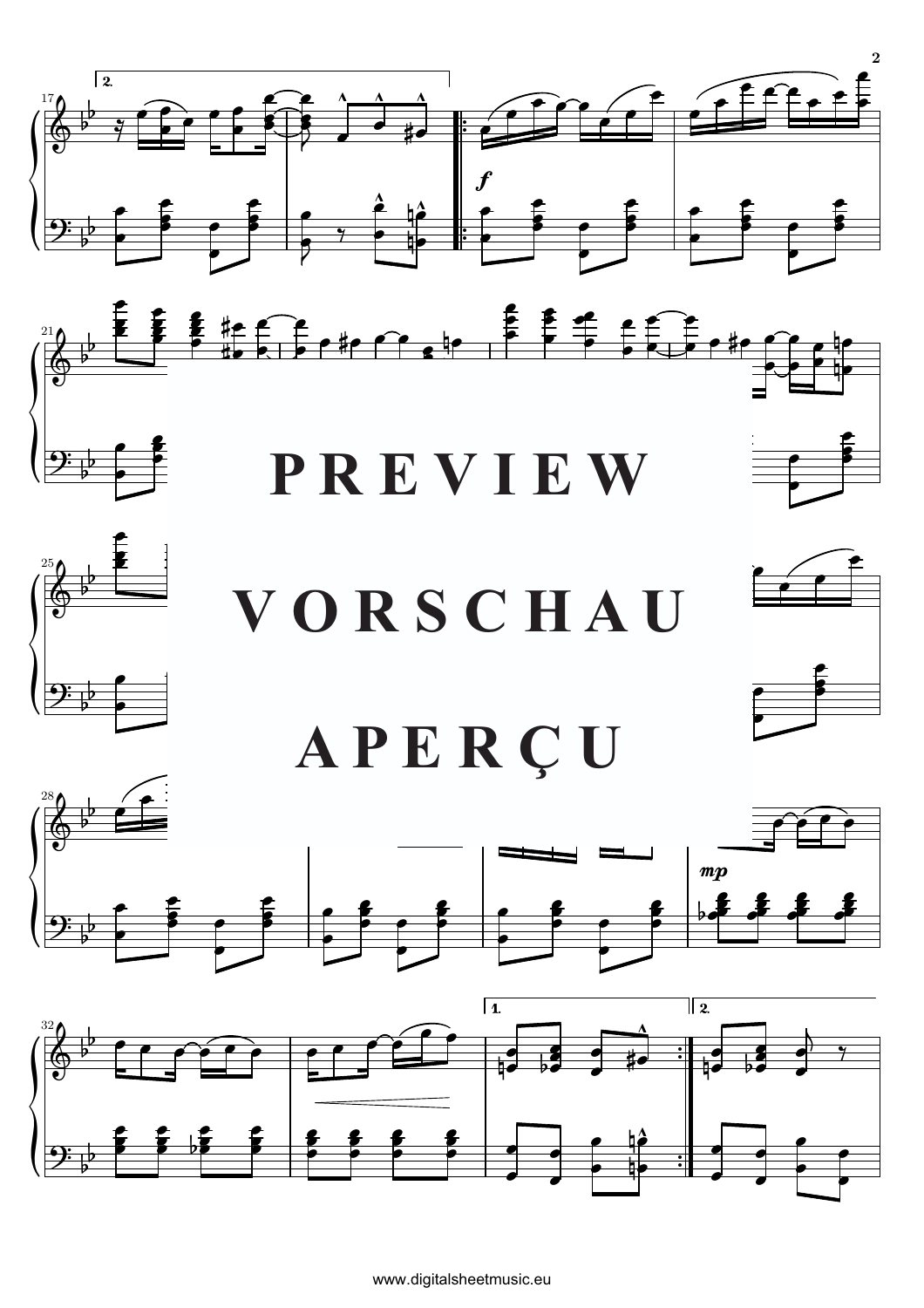PREVIEW

VORSCHAU

APERÇU

www.digitalsheetmusic.eu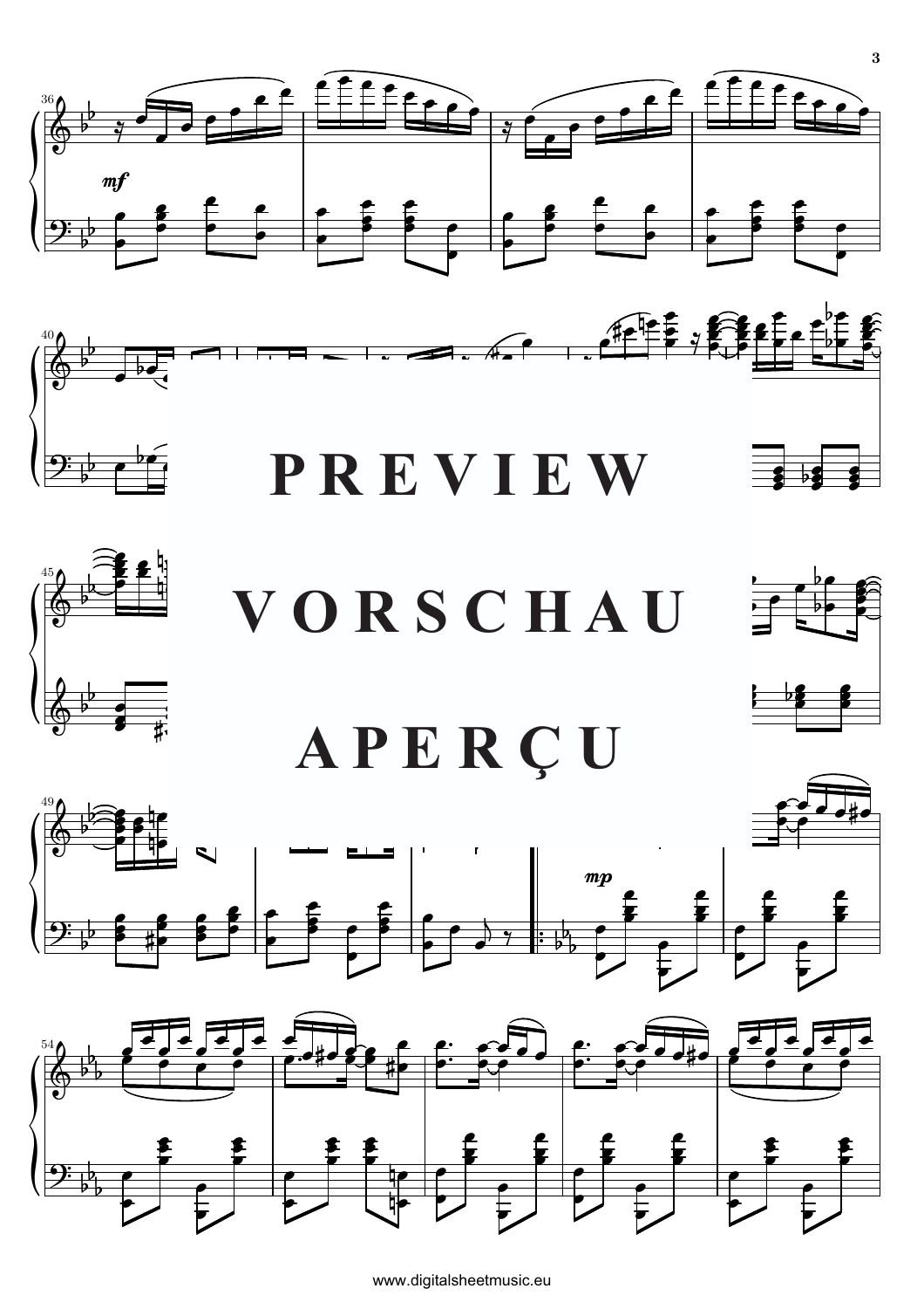PREVIEW

VORSCHAU

APERÇU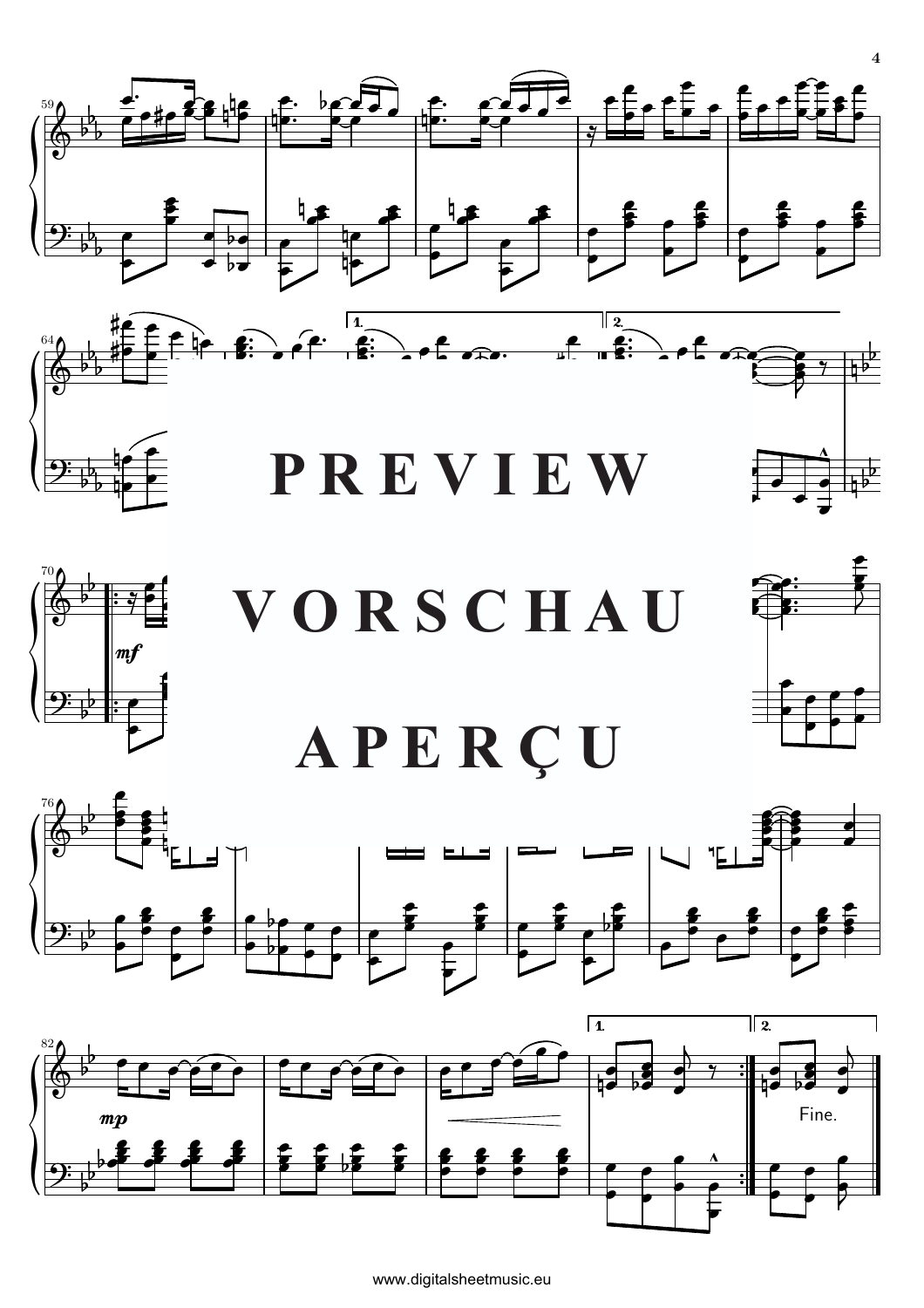PREVIEW

VORSCHAU

APERÇU

Fine.